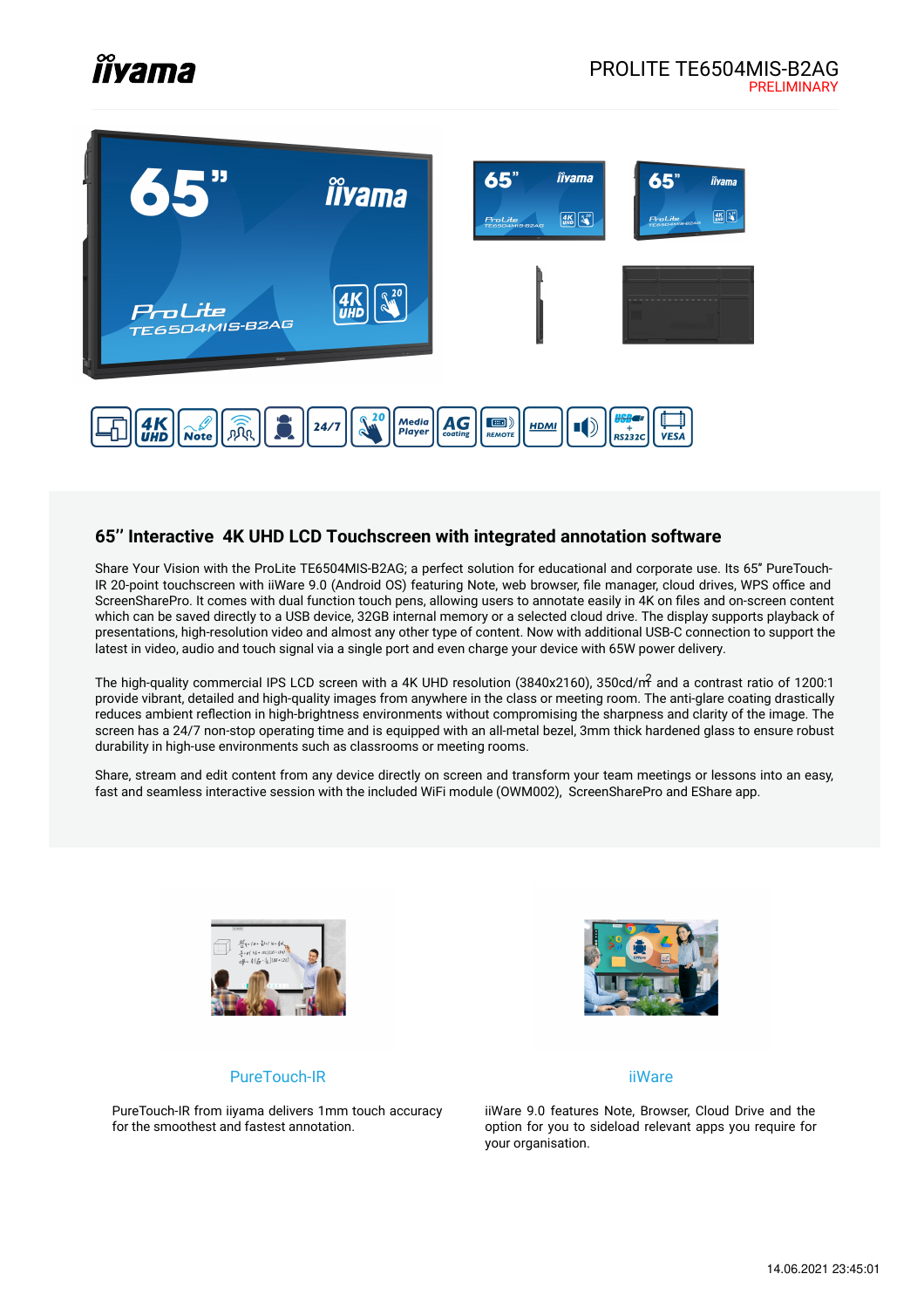# PROLITE TE6504MIS-B2AG

PRELIMINARY

## 65'' Interactive 4K UHD LCD Touchscreen with integrated annotation software

Share Your Vision with the ProLite TE6504MIS-B2AG; a perfect solution for educational and corporate use. Its 65" PureTouch-IR 20-point touchscreen with iiWare 9.0 (Android OS) featuring Note, web browser, file manager, cloud drives, WPS office and ScreenSharePro. It comes with dual function touch pens, allowing users to annotate easily in 4K on files and on-screen content which can be saved directly to a USB device, 32GB internal memory or a selected cloud drive. The display supports playback of presentations, high-resolution video and almost any other type of content. Now with additional USB-C connection to support the latest in video, audio and touch signal via a single port and even charge your device with 65W power delivery.

The high-quality commercial IPS LCD screen with a 4K UHD resolution (3840x2160), 350cd/m² and a contrast ratio of 1200:1 provide vibrant, detailed and high-quality images from anywhere in the class or meeting room. The anti-glare coating drastically reduces ambient reflection in high-brightness environments without compromising the sharpness and clarity of the image. The screen has a 24/7 non-stop operating time and is equipped with an all-metal bezel, 3mm thick hardened glass to ensure robust durability in high-use environments such as classrooms or meeting rooms.

Share, stream and edit content from any device directly on screen and transform your team meetings or lessons into an easy, fast and seamless interactive session with the included WiFi module (OWM002), ScreenSharePro and EShare app.

### PureTouch-IR

PureTouch-IR from iiyama delivers 1mm touch accuracy for the smoothest and fastest annotation.

### iiWare

iiWare 9.0 features Note, Browser, Cloud Drive and the option for you to sideload relevant apps you require for your organisation.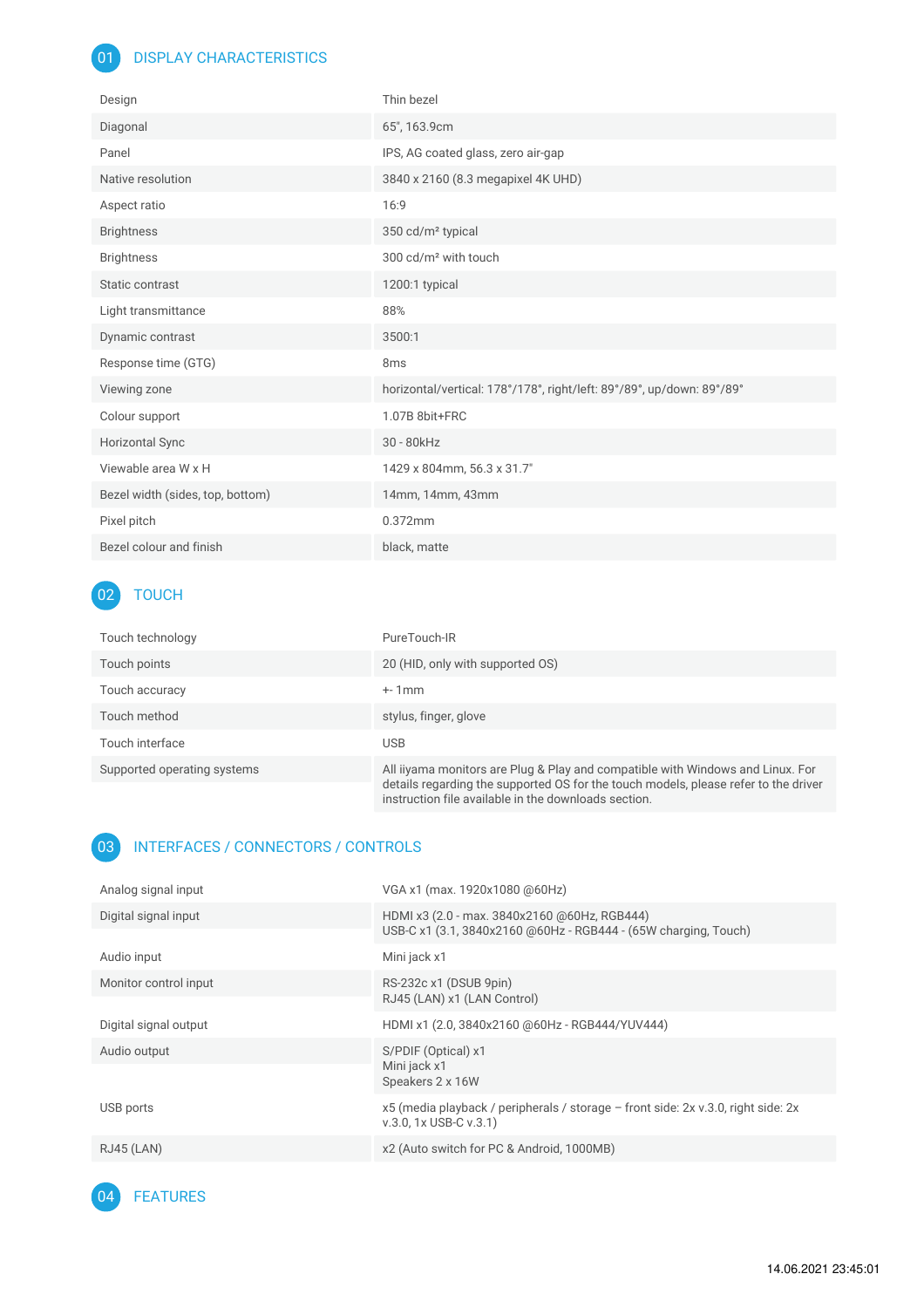## 01 DISPLAY CHARACTERISTICS

| | |
|---|---|
| Design | Thin bezel |
| Diagonal | 65", 163.9cm |
| Panel | IPS, AG coated glass, zero air-gap |
| Native resolution | 3840 x 2160 (8.3 megapixel 4K UHD) |
| Aspect ratio | 16:9 |
| Brightness | 350 cd/m² typical |
| Brightness | 300 cd/m² with touch |
| Static contrast | 1200:1 typical |
| Light transmittance | 88% |
| Dynamic contrast | 3500:1 |
| Response time (GTG) | 8ms |
| Viewing zone | horizontal/vertical: 178°/178°, right/left: 89°/89°, up/down: 89°/89° |
| Colour support | 1.07B 8bit+FRC |
| Horizontal Sync | 30 - 80kHz |
| Viewable area W x H | 1429 x 804mm, 56.3 x 31.7" |
| Bezel width (sides, top, bottom) | 14mm, 14mm, 43mm |
| Pixel pitch | 0.372mm |
| Bezel colour and finish | black, matte |

## 02 TOUCH

| | |
|---|---|
| Touch technology | PureTouch-IR |
| Touch points | 20 (HID, only with supported OS) |
| Touch accuracy | +- 1mm |
| Touch method | stylus, finger, glove |
| Touch interface | USB |
| Supported operating systems | All iiyama monitors are Plug & Play and compatible with Windows and Linux. For details regarding the supported OS for the touch models, please refer to the driver instruction file available in the downloads section. |

## 03 INTERFACES / CONNECTORS / CONTROLS

| | |
|---|---|
| Analog signal input | VGA x1 (max. 1920x1080 @60Hz) |
| Digital signal input | HDMI x3 (2.0 - max. 3840x2160 @60Hz, RGB444)<br>USB-C x1 (3.1, 3840x2160 @60Hz - RGB444 - (65W charging, Touch) |
| Audio input | Mini jack x1 |
| Monitor control input | RS-232c x1 (DSUB 9pin)<br>RJ45 (LAN) x1 (LAN Control) |
| Digital signal output | HDMI x1 (2.0, 3840x2160 @60Hz - RGB444/YUV444) |
| Audio output | S/PDIF (Optical) x1<br>Mini jack x1<br>Speakers 2 x 16W |
| USB ports | x5 (media playback / peripherals / storage – front side: 2x v.3.0, right side: 2x v.3.0, 1x USB-C v.3.1) |
| RJ45 (LAN) | x2 (Auto switch for PC & Android, 1000MB) |

## 04 FEATURES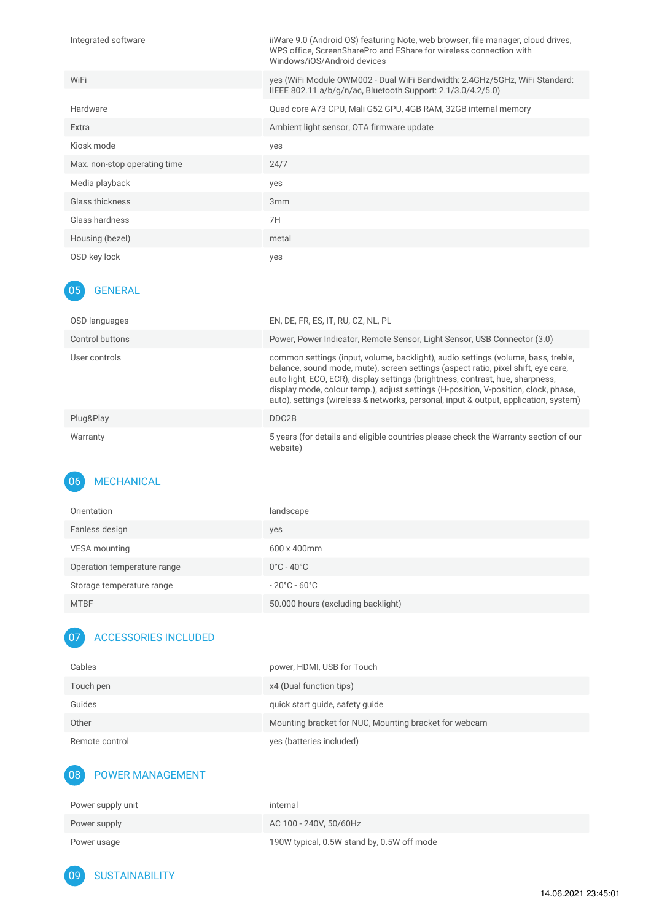| | |
|---|---|
| Integrated software | iiWare 9.0 (Android OS) featuring Note, web browser, file manager, cloud drives, WPS office, ScreenSharePro and EShare for wireless connection with Windows/iOS/Android devices |
| WiFi | yes (WiFi Module OWM002 - Dual WiFi Bandwidth: 2.4GHz/5GHz, WiFi Standard: IIEEE 802.11 a/b/g/n/ac, Bluetooth Support: 2.1/3.0/4.2/5.0) |
| Hardware | Quad core A73 CPU, Mali G52 GPU, 4GB RAM, 32GB internal memory |
| Extra | Ambient light sensor, OTA firmware update |
| Kiosk mode | yes |
| Max. non-stop operating time | 24/7 |
| Media playback | yes |
| Glass thickness | 3mm |
| Glass hardness | 7H |
| Housing (bezel) | metal |
| OSD key lock | yes |

## 05 GENERAL

| | |
|---|---|
| OSD languages | EN, DE, FR, ES, IT, RU, CZ, NL, PL |
| Control buttons | Power, Power Indicator, Remote Sensor, Light Sensor, USB Connector (3.0) |
| User controls | common settings (input, volume, backlight), audio settings (volume, bass, treble, balance, sound mode, mute), screen settings (aspect ratio, pixel shift, eye care, auto light, ECO, ECR), display settings (brightness, contrast, hue, sharpness, display mode, colour temp.), adjust settings (H-position, V-position, clock, phase, auto), settings (wireless & networks, personal, input & output, application, system) |
| Plug&Play | DDC2B |
| Warranty | 5 years (for details and eligible countries please check the Warranty section of our website) |

## 06 MECHANICAL

| | |
|---|---|
| Orientation | landscape |
| Fanless design | yes |
| VESA mounting | 600 x 400mm |
| Operation temperature range | 0°C - 40°C |
| Storage temperature range | - 20°C - 60°C |
| MTBF | 50.000 hours (excluding backlight) |

## 07 ACCESSORIES INCLUDED

| | |
|---|---|
| Cables | power, HDMI, USB for Touch |
| Touch pen | x4 (Dual function tips) |
| Guides | quick start guide, safety guide |
| Other | Mounting bracket for NUC, Mounting bracket for webcam |
| Remote control | yes (batteries included) |

## 08 POWER MANAGEMENT

| | |
|---|---|
| Power supply unit | internal |
| Power supply | AC 100 - 240V, 50/60Hz |
| Power usage | 190W typical, 0.5W stand by, 0.5W off mode |

## 09 SUSTAINABILITY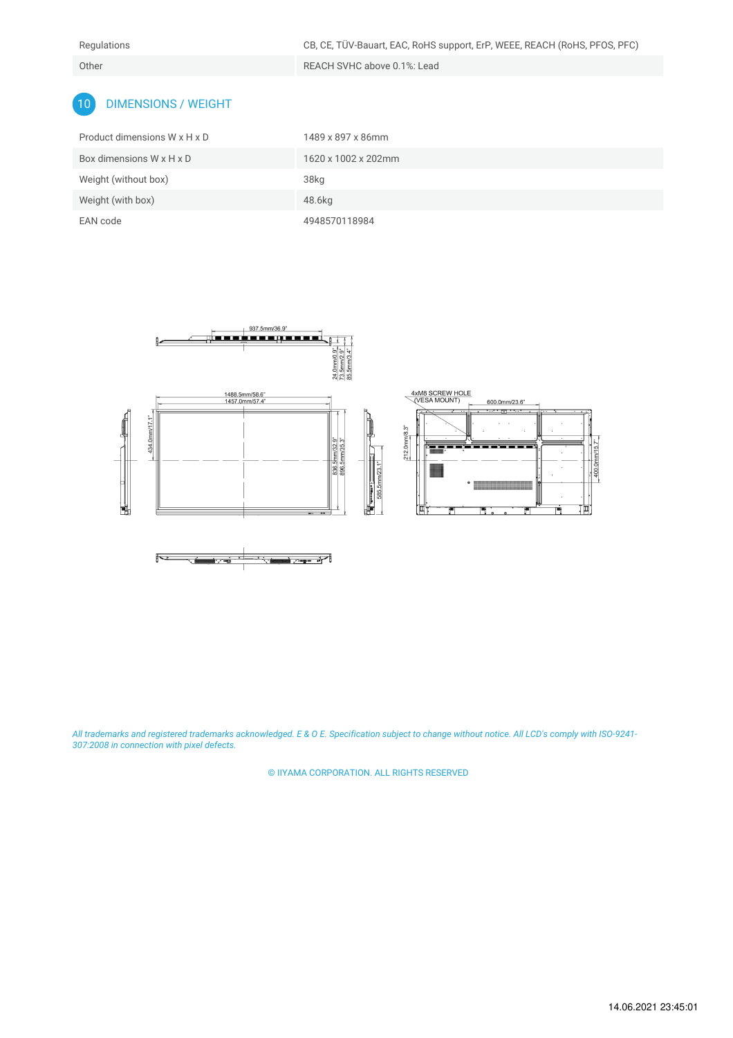| | |
|---|---|
| Regulations | CB, CE, TÜV-Bauart, EAC, RoHS support, ErP, WEEE, REACH (RoHS, PFOS, PFC) |
| Other | REACH SVHC above 0.1%: Lead |

## 10 DIMENSIONS / WEIGHT

| | |
|---|---|
| Product dimensions W x H x D | 1489 x 897 x 86mm |
| Box dimensions W x H x D | 1620 x 1002 x 202mm |
| Weight (without box) | 38kg |
| Weight (with box) | 48.6kg |
| EAN code | 4948570118984 |

937.5mm/36.9"

24.0mm/0.9"
73.5mm/2.9"
85.5mm/3.4"

1488.5mm/58.6"
1457.0mm/57.4"

434.0mm/17.1"

836.5mm/32.9"
896.5mm/35.3"

585.5mm/23.1"

4xM8 SCREW HOLE
(VESA MOUNT)

600.0mm/23.6"

212.0mm/8.3"

400.0mm/15.7"

*All trademarks and registered trademarks acknowledged. E & O E. Specification subject to change without notice. All LCD's comply with ISO-9241-307:2008 in connection with pixel defects.*

© IIYAMA CORPORATION. ALL RIGHTS RESERVED